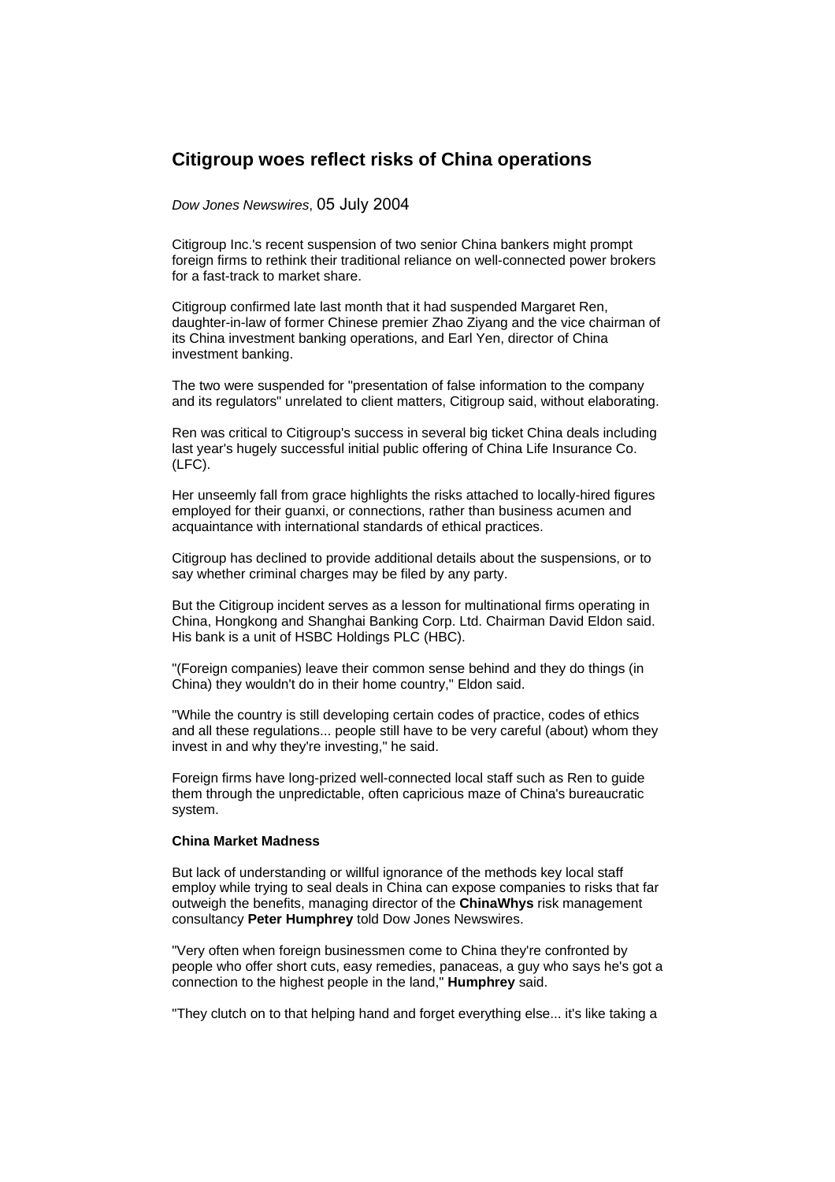# Citigroup woes reflect risks of China operations

*Dow Jones Newswires*, 05 July 2004

Citigroup Inc.'s recent suspension of two senior China bankers might prompt foreign firms to rethink their traditional reliance on well-connected power brokers for a fast-track to market share.

Citigroup confirmed late last month that it had suspended Margaret Ren, daughter-in-law of former Chinese premier Zhao Ziyang and the vice chairman of its China investment banking operations, and Earl Yen, director of China investment banking.

The two were suspended for "presentation of false information to the company and its regulators" unrelated to client matters, Citigroup said, without elaborating.

Ren was critical to Citigroup's success in several big ticket China deals including last year's hugely successful initial public offering of China Life Insurance Co. (LFC).

Her unseemly fall from grace highlights the risks attached to locally-hired figures employed for their guanxi, or connections, rather than business acumen and acquaintance with international standards of ethical practices.

Citigroup has declined to provide additional details about the suspensions, or to say whether criminal charges may be filed by any party.

But the Citigroup incident serves as a lesson for multinational firms operating in China, Hongkong and Shanghai Banking Corp. Ltd. Chairman David Eldon said. His bank is a unit of HSBC Holdings PLC (HBC).

"(Foreign companies) leave their common sense behind and they do things (in China) they wouldn't do in their home country," Eldon said.

"While the country is still developing certain codes of practice, codes of ethics and all these regulations... people still have to be very careful (about) whom they invest in and why they're investing," he said.

Foreign firms have long-prized well-connected local staff such as Ren to guide them through the unpredictable, often capricious maze of China's bureaucratic system.

**China Market Madness**

But lack of understanding or willful ignorance of the methods key local staff employ while trying to seal deals in China can expose companies to risks that far outweigh the benefits, managing director of the **ChinaWhys** risk management consultancy **Peter Humphrey** told Dow Jones Newswires.

"Very often when foreign businessmen come to China they're confronted by people who offer short cuts, easy remedies, panaceas, a guy who says he's got a connection to the highest people in the land," **Humphrey** said.

"They clutch on to that helping hand and forget everything else... it's like taking a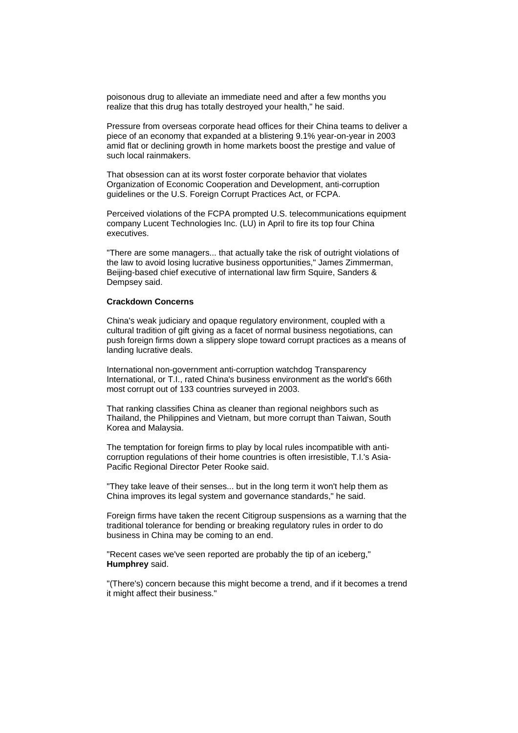poisonous drug to alleviate an immediate need and after a few months you realize that this drug has totally destroyed your health," he said.

Pressure from overseas corporate head offices for their China teams to deliver a piece of an economy that expanded at a blistering 9.1% year-on-year in 2003 amid flat or declining growth in home markets boost the prestige and value of such local rainmakers.

That obsession can at its worst foster corporate behavior that violates Organization of Economic Cooperation and Development, anti-corruption guidelines or the U.S. Foreign Corrupt Practices Act, or FCPA.

Perceived violations of the FCPA prompted U.S. telecommunications equipment company Lucent Technologies Inc. (LU) in April to fire its top four China executives.

"There are some managers... that actually take the risk of outright violations of the law to avoid losing lucrative business opportunities," James Zimmerman, Beijing-based chief executive of international law firm Squire, Sanders & Dempsey said.

**Crackdown Concerns**

China's weak judiciary and opaque regulatory environment, coupled with a cultural tradition of gift giving as a facet of normal business negotiations, can push foreign firms down a slippery slope toward corrupt practices as a means of landing lucrative deals.

International non-government anti-corruption watchdog Transparency International, or T.I., rated China's business environment as the world's 66th most corrupt out of 133 countries surveyed in 2003.

That ranking classifies China as cleaner than regional neighbors such as Thailand, the Philippines and Vietnam, but more corrupt than Taiwan, South Korea and Malaysia.

The temptation for foreign firms to play by local rules incompatible with anti-corruption regulations of their home countries is often irresistible, T.I.'s Asia-Pacific Regional Director Peter Rooke said.

"They take leave of their senses... but in the long term it won't help them as China improves its legal system and governance standards," he said.

Foreign firms have taken the recent Citigroup suspensions as a warning that the traditional tolerance for bending or breaking regulatory rules in order to do business in China may be coming to an end.

"Recent cases we've seen reported are probably the tip of an iceberg," **Humphrey** said.

"(There's) concern because this might become a trend, and if it becomes a trend it might affect their business."